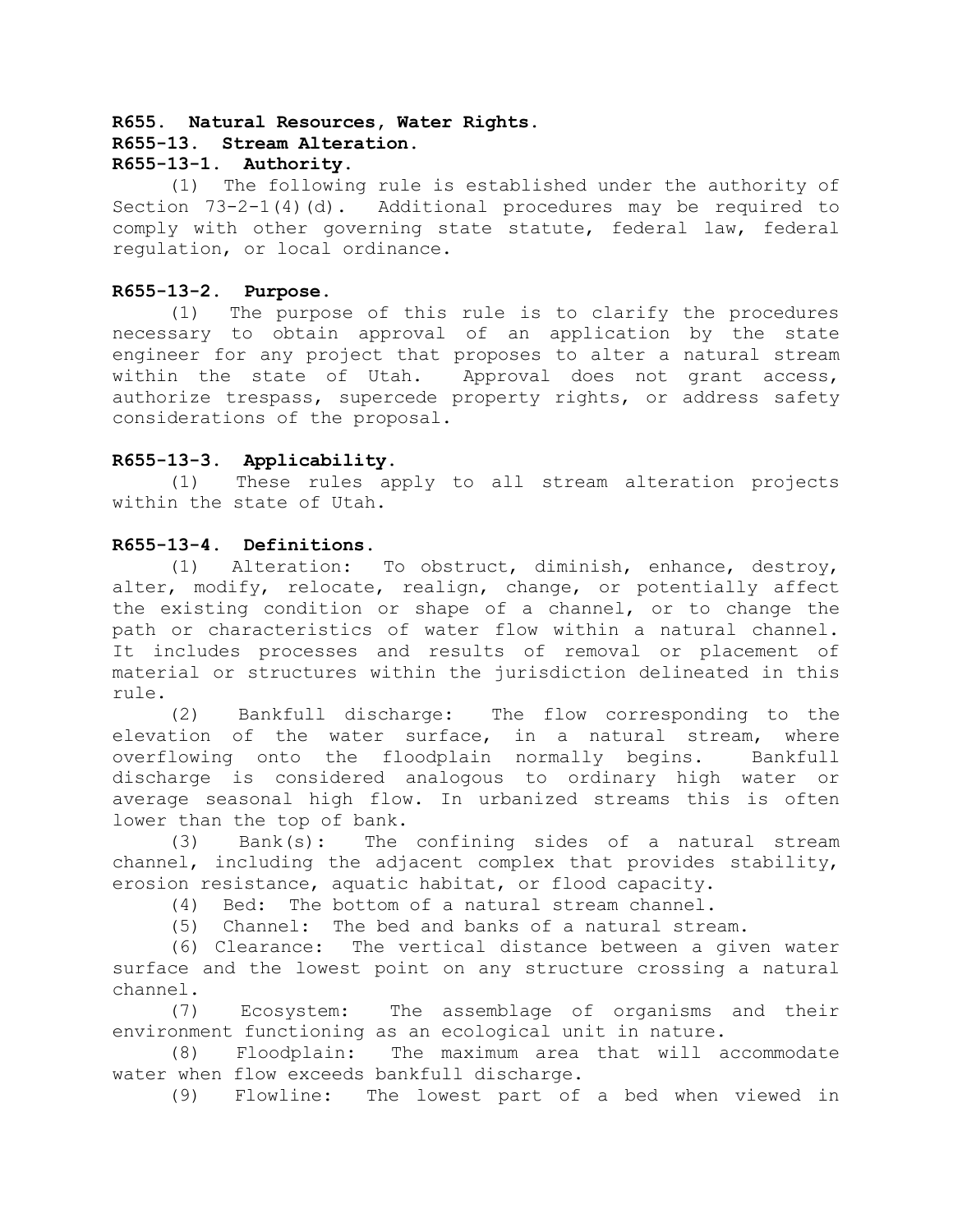**R655. Natural Resources, Water Rights.**

**R655-13. Stream Alteration.**

**R655-13-1. Authority.**

(1) The following rule is established under the authority of Section 73-2-1(4)(d). Additional procedures may be required to comply with other governing state statute, federal law, federal regulation, or local ordinance.

**R655-13-2. Purpose.**

(1) The purpose of this rule is to clarify the procedures necessary to obtain approval of an application by the state engineer for any project that proposes to alter a natural stream within the state of Utah. Approval does not grant access, authorize trespass, supercede property rights, or address safety considerations of the proposal.

**R655-13-3. Applicability.**

(1) These rules apply to all stream alteration projects within the state of Utah.

**R655-13-4. Definitions.**

(1) Alteration: To obstruct, diminish, enhance, destroy, alter, modify, relocate, realign, change, or potentially affect the existing condition or shape of a channel, or to change the path or characteristics of water flow within a natural channel. It includes processes and results of removal or placement of material or structures within the jurisdiction delineated in this rule.

(2) Bankfull discharge: The flow corresponding to the elevation of the water surface, in a natural stream, where overflowing onto the floodplain normally begins. Bankfull discharge is considered analogous to ordinary high water or average seasonal high flow. In urbanized streams this is often lower than the top of bank.

(3) Bank(s): The confining sides of a natural stream channel, including the adjacent complex that provides stability, erosion resistance, aquatic habitat, or flood capacity.

(4) Bed: The bottom of a natural stream channel.

(5) Channel: The bed and banks of a natural stream.

(6) Clearance: The vertical distance between a given water surface and the lowest point on any structure crossing a natural channel.

(7) Ecosystem: The assemblage of organisms and their environment functioning as an ecological unit in nature.

(8) Floodplain: The maximum area that will accommodate water when flow exceeds bankfull discharge.

(9) Flowline: The lowest part of a bed when viewed in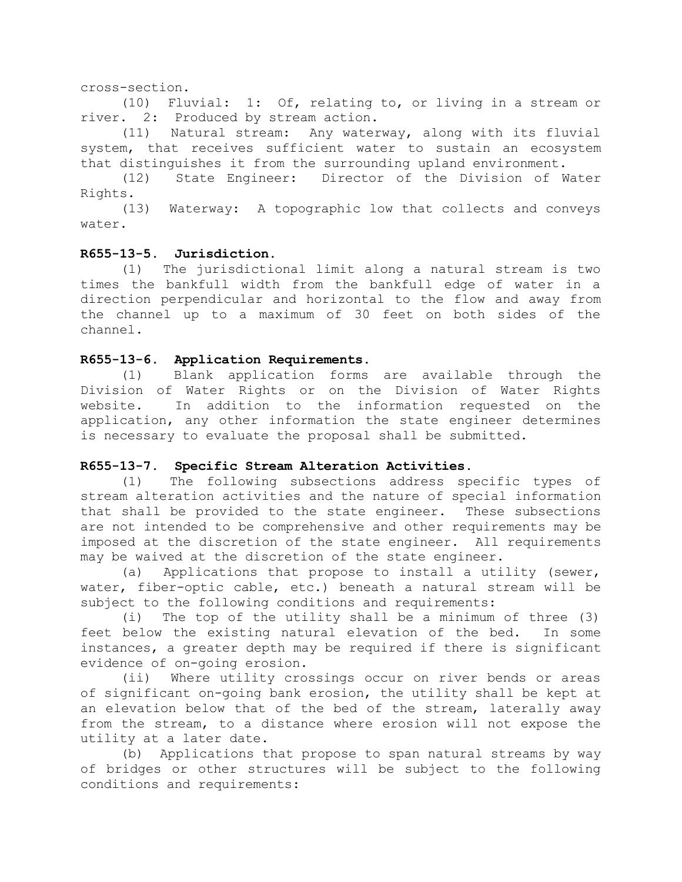cross-section.

(10) Fluvial: 1: Of, relating to, or living in a stream or river. 2: Produced by stream action.

(11) Natural stream: Any waterway, along with its fluvial system, that receives sufficient water to sustain an ecosystem that distinguishes it from the surrounding upland environment.

(12) State Engineer: Director of the Division of Water Rights.

(13) Waterway: A topographic low that collects and conveys water.

**R655-13-5. Jurisdiction.**

(1) The jurisdictional limit along a natural stream is two times the bankfull width from the bankfull edge of water in a direction perpendicular and horizontal to the flow and away from the channel up to a maximum of 30 feet on both sides of the channel.

**R655-13-6. Application Requirements.**

(1) Blank application forms are available through the Division of Water Rights or on the Division of Water Rights website. In addition to the information requested on the application, any other information the state engineer determines is necessary to evaluate the proposal shall be submitted.

**R655-13-7. Specific Stream Alteration Activities.**

(1) The following subsections address specific types of stream alteration activities and the nature of special information that shall be provided to the state engineer. These subsections are not intended to be comprehensive and other requirements may be imposed at the discretion of the state engineer. All requirements may be waived at the discretion of the state engineer.

(a) Applications that propose to install a utility (sewer, water, fiber-optic cable, etc.) beneath a natural stream will be subject to the following conditions and requirements:

(i) The top of the utility shall be a minimum of three (3) feet below the existing natural elevation of the bed. In some instances, a greater depth may be required if there is significant evidence of on-going erosion.

(ii) Where utility crossings occur on river bends or areas of significant on-going bank erosion, the utility shall be kept at an elevation below that of the bed of the stream, laterally away from the stream, to a distance where erosion will not expose the utility at a later date.

(b) Applications that propose to span natural streams by way of bridges or other structures will be subject to the following conditions and requirements: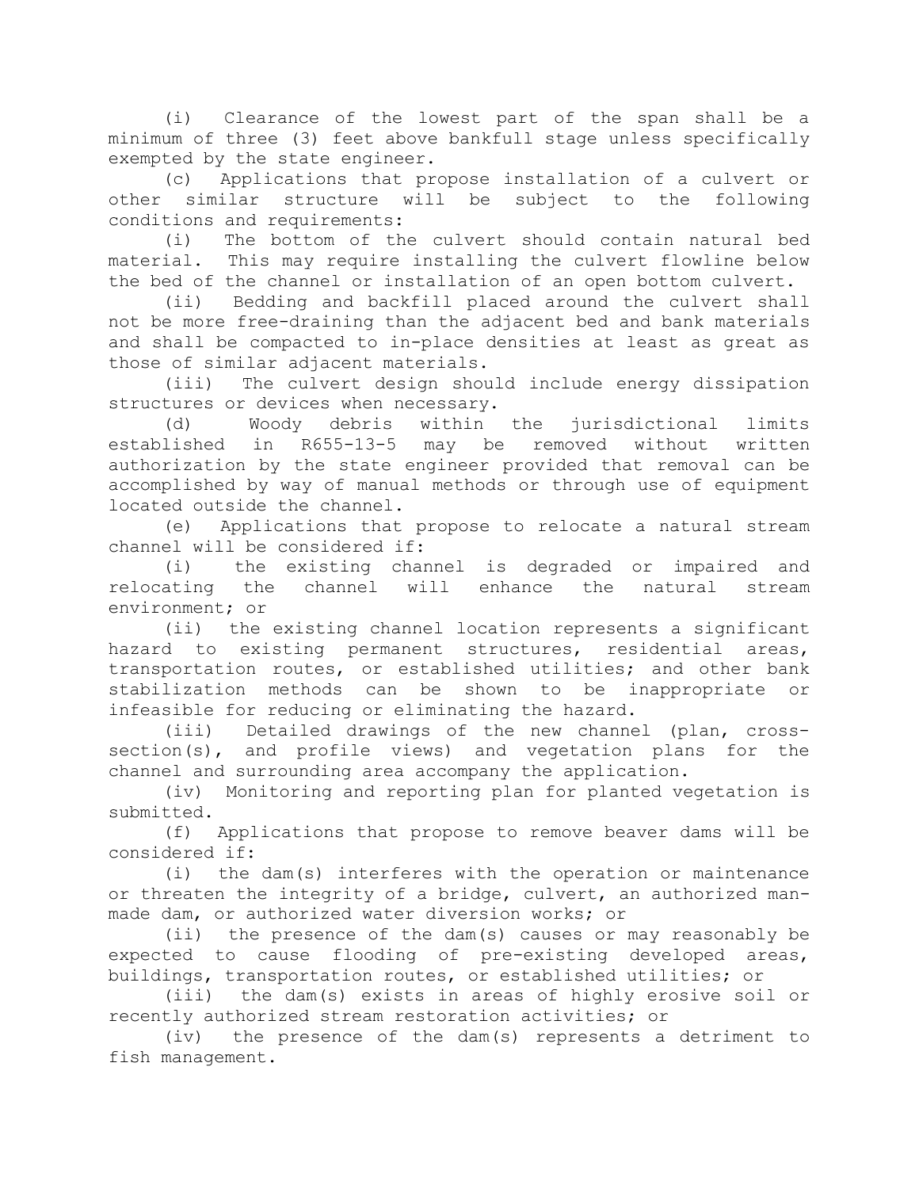(i) Clearance of the lowest part of the span shall be a minimum of three (3) feet above bankfull stage unless specifically exempted by the state engineer.

(c) Applications that propose installation of a culvert or other similar structure will be subject to the following conditions and requirements:

(i) The bottom of the culvert should contain natural bed material. This may require installing the culvert flowline below the bed of the channel or installation of an open bottom culvert.

(ii) Bedding and backfill placed around the culvert shall not be more free-draining than the adjacent bed and bank materials and shall be compacted to in-place densities at least as great as those of similar adjacent materials.

(iii) The culvert design should include energy dissipation structures or devices when necessary.

(d) Woody debris within the jurisdictional limits established in R655-13-5 may be removed without written authorization by the state engineer provided that removal can be accomplished by way of manual methods or through use of equipment located outside the channel.

(e) Applications that propose to relocate a natural stream channel will be considered if:

(i) the existing channel is degraded or impaired and relocating the channel will enhance the natural stream environment; or

(ii) the existing channel location represents a significant hazard to existing permanent structures, residential areas, transportation routes, or established utilities; and other bank stabilization methods can be shown to be inappropriate or infeasible for reducing or eliminating the hazard.

(iii) Detailed drawings of the new channel (plan, cross-section(s), and profile views) and vegetation plans for the channel and surrounding area accompany the application.

(iv) Monitoring and reporting plan for planted vegetation is submitted.

(f) Applications that propose to remove beaver dams will be considered if:

(i) the dam(s) interferes with the operation or maintenance or threaten the integrity of a bridge, culvert, an authorized man-made dam, or authorized water diversion works; or

(ii) the presence of the dam(s) causes or may reasonably be expected to cause flooding of pre-existing developed areas, buildings, transportation routes, or established utilities; or

(iii) the dam(s) exists in areas of highly erosive soil or recently authorized stream restoration activities; or

(iv) the presence of the dam(s) represents a detriment to fish management.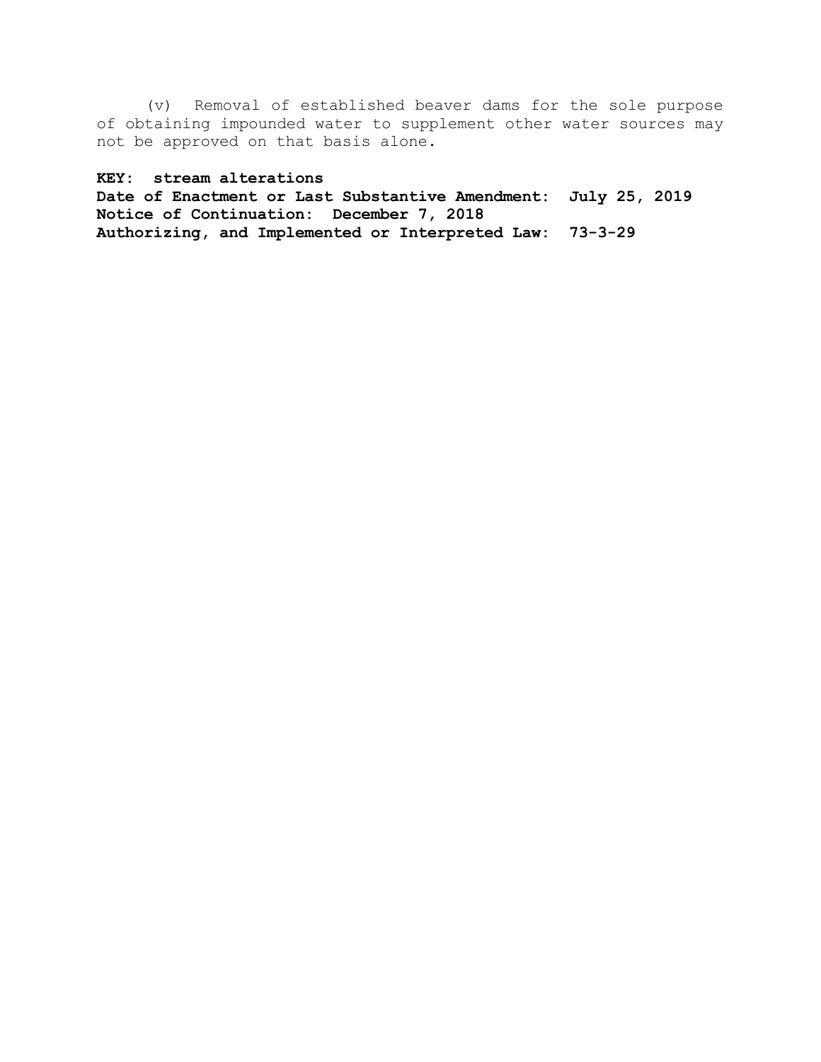(v) Removal of established beaver dams for the sole purpose of obtaining impounded water to supplement other water sources may not be approved on that basis alone.

**KEY: stream alterations**
**Date of Enactment or Last Substantive Amendment: July 25, 2019**
**Notice of Continuation: December 7, 2018**
**Authorizing, and Implemented or Interpreted Law: 73-3-29**